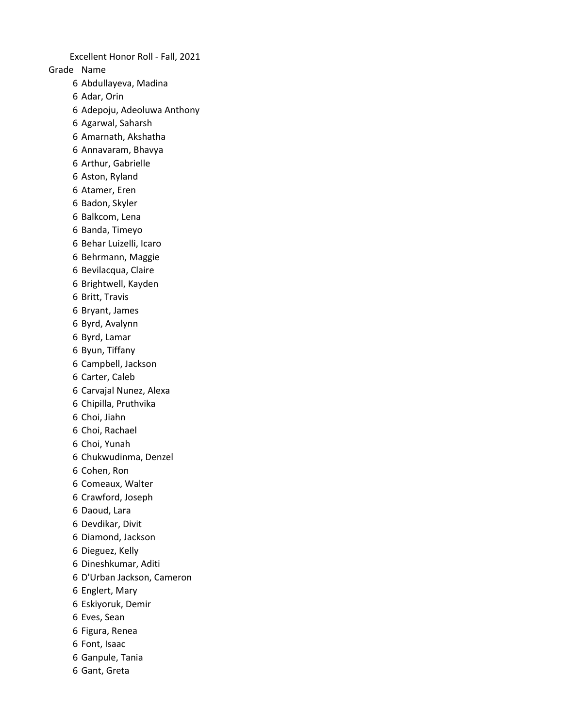# Excellent Honor Roll - Fall, 2021

| Grade | Name |
|---|---|
| 6 | Abdullayeva, Madina |
| 6 | Adar, Orin |
| 6 | Adepoju, Adeoluwa Anthony |
| 6 | Agarwal, Saharsh |
| 6 | Amarnath, Akshatha |
| 6 | Annavaram, Bhavya |
| 6 | Arthur, Gabrielle |
| 6 | Aston, Ryland |
| 6 | Atamer, Eren |
| 6 | Badon, Skyler |
| 6 | Balkcom, Lena |
| 6 | Banda, Timeyo |
| 6 | Behar Luizelli, Icaro |
| 6 | Behrmann, Maggie |
| 6 | Bevilacqua, Claire |
| 6 | Brightwell, Kayden |
| 6 | Britt, Travis |
| 6 | Bryant, James |
| 6 | Byrd, Avalynn |
| 6 | Byrd, Lamar |
| 6 | Byun, Tiffany |
| 6 | Campbell, Jackson |
| 6 | Carter, Caleb |
| 6 | Carvajal Nunez, Alexa |
| 6 | Chipilla, Pruthvika |
| 6 | Choi, Jiahn |
| 6 | Choi, Rachael |
| 6 | Choi, Yunah |
| 6 | Chukwudinma, Denzel |
| 6 | Cohen, Ron |
| 6 | Comeaux, Walter |
| 6 | Crawford, Joseph |
| 6 | Daoud, Lara |
| 6 | Devdikar, Divit |
| 6 | Diamond, Jackson |
| 6 | Dieguez, Kelly |
| 6 | Dineshkumar, Aditi |
| 6 | D'Urban Jackson, Cameron |
| 6 | Englert, Mary |
| 6 | Eskiyoruk, Demir |
| 6 | Eves, Sean |
| 6 | Figura, Renea |
| 6 | Font, Isaac |
| 6 | Ganpule, Tania |
| 6 | Gant, Greta |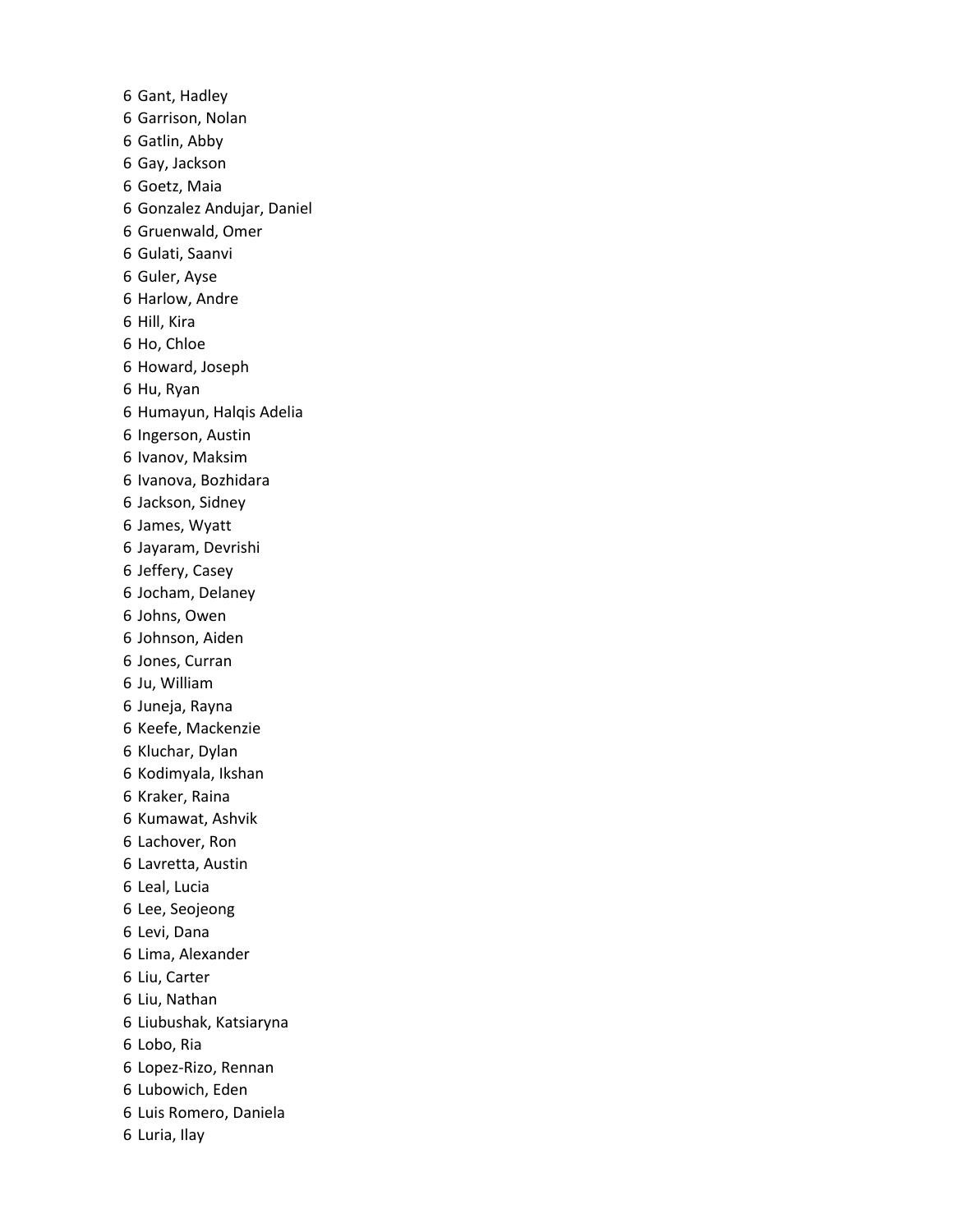6 Gant, Hadley
6 Garrison, Nolan
6 Gatlin, Abby
6 Gay, Jackson
6 Goetz, Maia
6 Gonzalez Andujar, Daniel
6 Gruenwald, Omer
6 Gulati, Saanvi
6 Guler, Ayse
6 Harlow, Andre
6 Hill, Kira
6 Ho, Chloe
6 Howard, Joseph
6 Hu, Ryan
6 Humayun, Halqis Adelia
6 Ingerson, Austin
6 Ivanov, Maksim
6 Ivanova, Bozhidara
6 Jackson, Sidney
6 James, Wyatt
6 Jayaram, Devrishi
6 Jeffery, Casey
6 Jocham, Delaney
6 Johns, Owen
6 Johnson, Aiden
6 Jones, Curran
6 Ju, William
6 Juneja, Rayna
6 Keefe, Mackenzie
6 Kluchar, Dylan
6 Kodimyala, Ikshan
6 Kraker, Raina
6 Kumawat, Ashvik
6 Lachover, Ron
6 Lavretta, Austin
6 Leal, Lucia
6 Lee, Seojeong
6 Levi, Dana
6 Lima, Alexander
6 Liu, Carter
6 Liu, Nathan
6 Liubushak, Katsiaryna
6 Lobo, Ria
6 Lopez-Rizo, Rennan
6 Lubowich, Eden
6 Luis Romero, Daniela
6 Luria, Ilay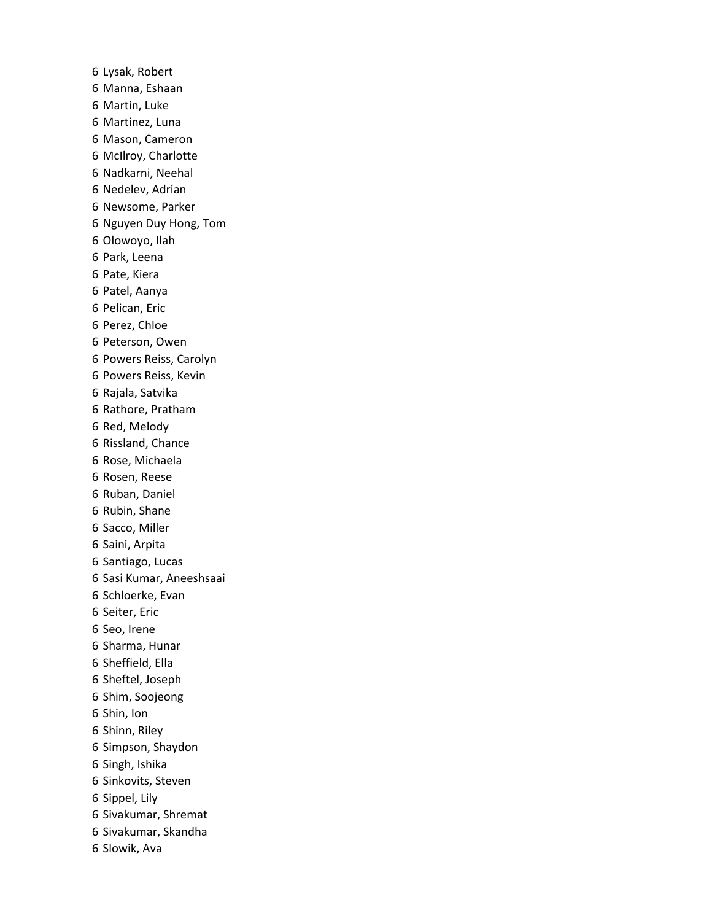6 Lysak, Robert
6 Manna, Eshaan
6 Martin, Luke
6 Martinez, Luna
6 Mason, Cameron
6 McIlroy, Charlotte
6 Nadkarni, Neehal
6 Nedelev, Adrian
6 Newsome, Parker
6 Nguyen Duy Hong, Tom
6 Olowoyo, Ilah
6 Park, Leena
6 Pate, Kiera
6 Patel, Aanya
6 Pelican, Eric
6 Perez, Chloe
6 Peterson, Owen
6 Powers Reiss, Carolyn
6 Powers Reiss, Kevin
6 Rajala, Satvika
6 Rathore, Pratham
6 Red, Melody
6 Rissland, Chance
6 Rose, Michaela
6 Rosen, Reese
6 Ruban, Daniel
6 Rubin, Shane
6 Sacco, Miller
6 Saini, Arpita
6 Santiago, Lucas
6 Sasi Kumar, Aneeshsaai
6 Schloerke, Evan
6 Seiter, Eric
6 Seo, Irene
6 Sharma, Hunar
6 Sheffield, Ella
6 Sheftel, Joseph
6 Shim, Soojeong
6 Shin, Ion
6 Shinn, Riley
6 Simpson, Shaydon
6 Singh, Ishika
6 Sinkovits, Steven
6 Sippel, Lily
6 Sivakumar, Shremat
6 Sivakumar, Skandha
6 Slowik, Ava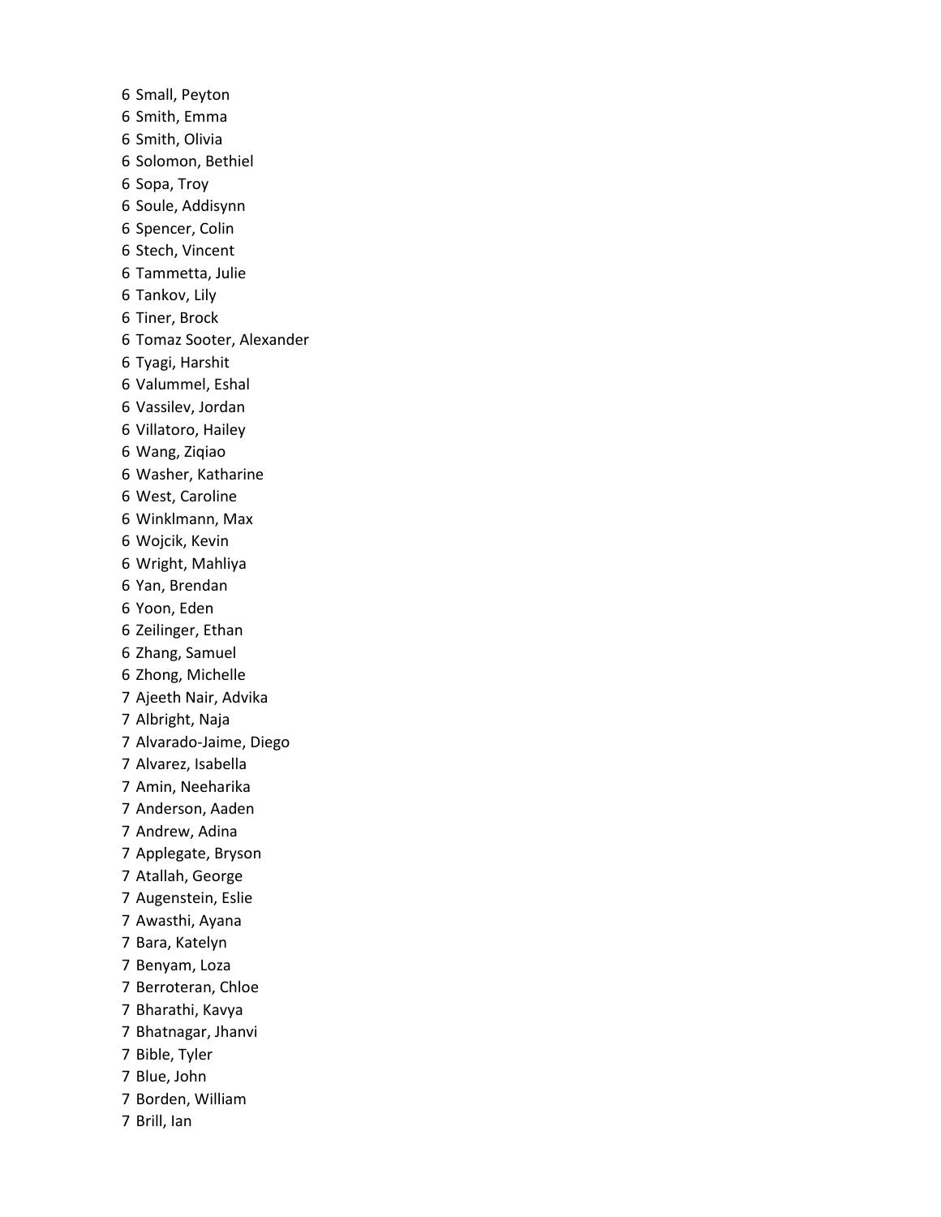6 Small, Peyton
6 Smith, Emma
6 Smith, Olivia
6 Solomon, Bethiel
6 Sopa, Troy
6 Soule, Addisynn
6 Spencer, Colin
6 Stech, Vincent
6 Tammetta, Julie
6 Tankov, Lily
6 Tiner, Brock
6 Tomaz Sooter, Alexander
6 Tyagi, Harshit
6 Valummel, Eshal
6 Vassilev, Jordan
6 Villatoro, Hailey
6 Wang, Ziqiao
6 Washer, Katharine
6 West, Caroline
6 Winklmann, Max
6 Wojcik, Kevin
6 Wright, Mahliya
6 Yan, Brendan
6 Yoon, Eden
6 Zeilinger, Ethan
6 Zhang, Samuel
6 Zhong, Michelle
7 Ajeeth Nair, Advika
7 Albright, Naja
7 Alvarado-Jaime, Diego
7 Alvarez, Isabella
7 Amin, Neeharika
7 Anderson, Aaden
7 Andrew, Adina
7 Applegate, Bryson
7 Atallah, George
7 Augenstein, Eslie
7 Awasthi, Ayana
7 Bara, Katelyn
7 Benyam, Loza
7 Berroteran, Chloe
7 Bharathi, Kavya
7 Bhatnagar, Jhanvi
7 Bible, Tyler
7 Blue, John
7 Borden, William
7 Brill, Ian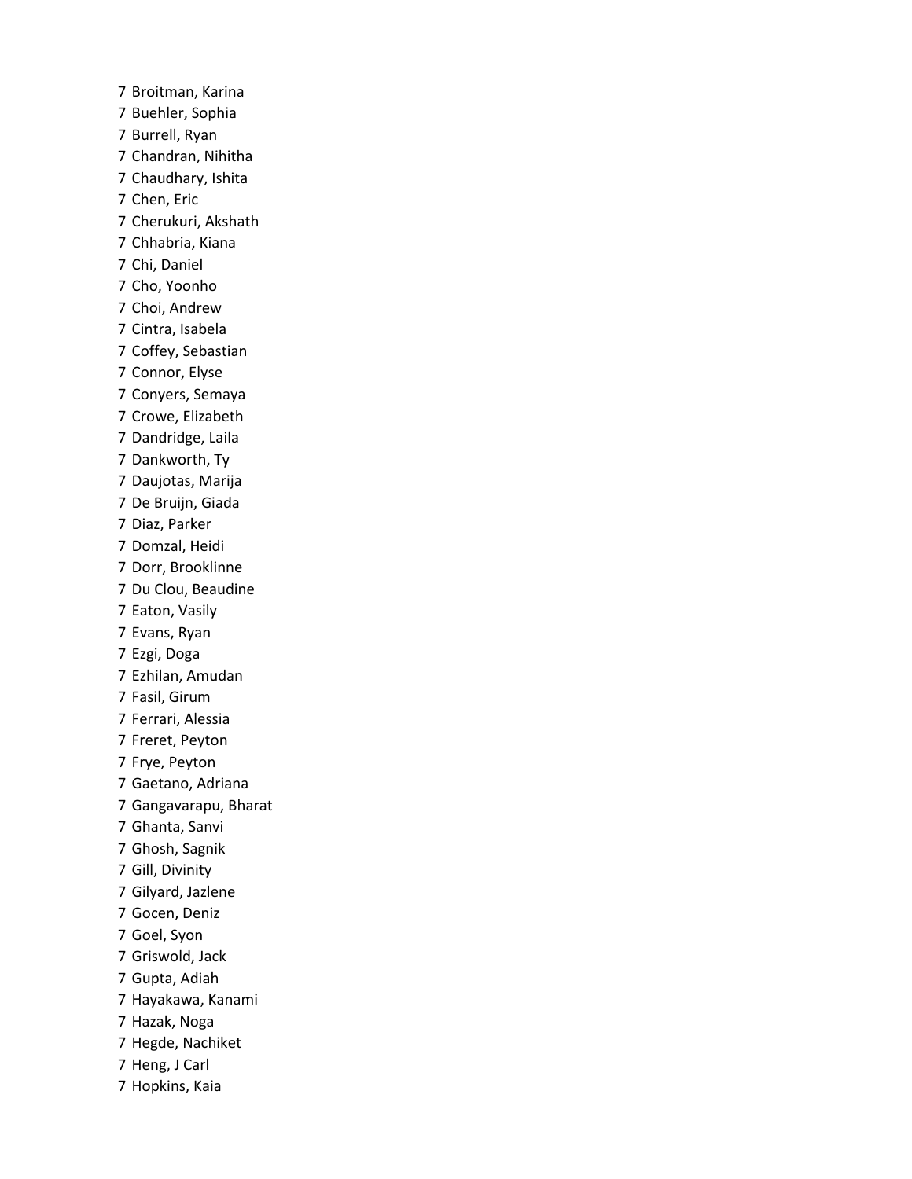7 Broitman, Karina
7 Buehler, Sophia
7 Burrell, Ryan
7 Chandran, Nihitha
7 Chaudhary, Ishita
7 Chen, Eric
7 Cherukuri, Akshath
7 Chhabria, Kiana
7 Chi, Daniel
7 Cho, Yoonho
7 Choi, Andrew
7 Cintra, Isabela
7 Coffey, Sebastian
7 Connor, Elyse
7 Conyers, Semaya
7 Crowe, Elizabeth
7 Dandridge, Laila
7 Dankworth, Ty
7 Daujotas, Marija
7 De Bruijn, Giada
7 Diaz, Parker
7 Domzal, Heidi
7 Dorr, Brooklinne
7 Du Clou, Beaudine
7 Eaton, Vasily
7 Evans, Ryan
7 Ezgi, Doga
7 Ezhilan, Amudan
7 Fasil, Girum
7 Ferrari, Alessia
7 Freret, Peyton
7 Frye, Peyton
7 Gaetano, Adriana
7 Gangavarapu, Bharat
7 Ghanta, Sanvi
7 Ghosh, Sagnik
7 Gill, Divinity
7 Gilyard, Jazlene
7 Gocen, Deniz
7 Goel, Syon
7 Griswold, Jack
7 Gupta, Adiah
7 Hayakawa, Kanami
7 Hazak, Noga
7 Hegde, Nachiket
7 Heng, J Carl
7 Hopkins, Kaia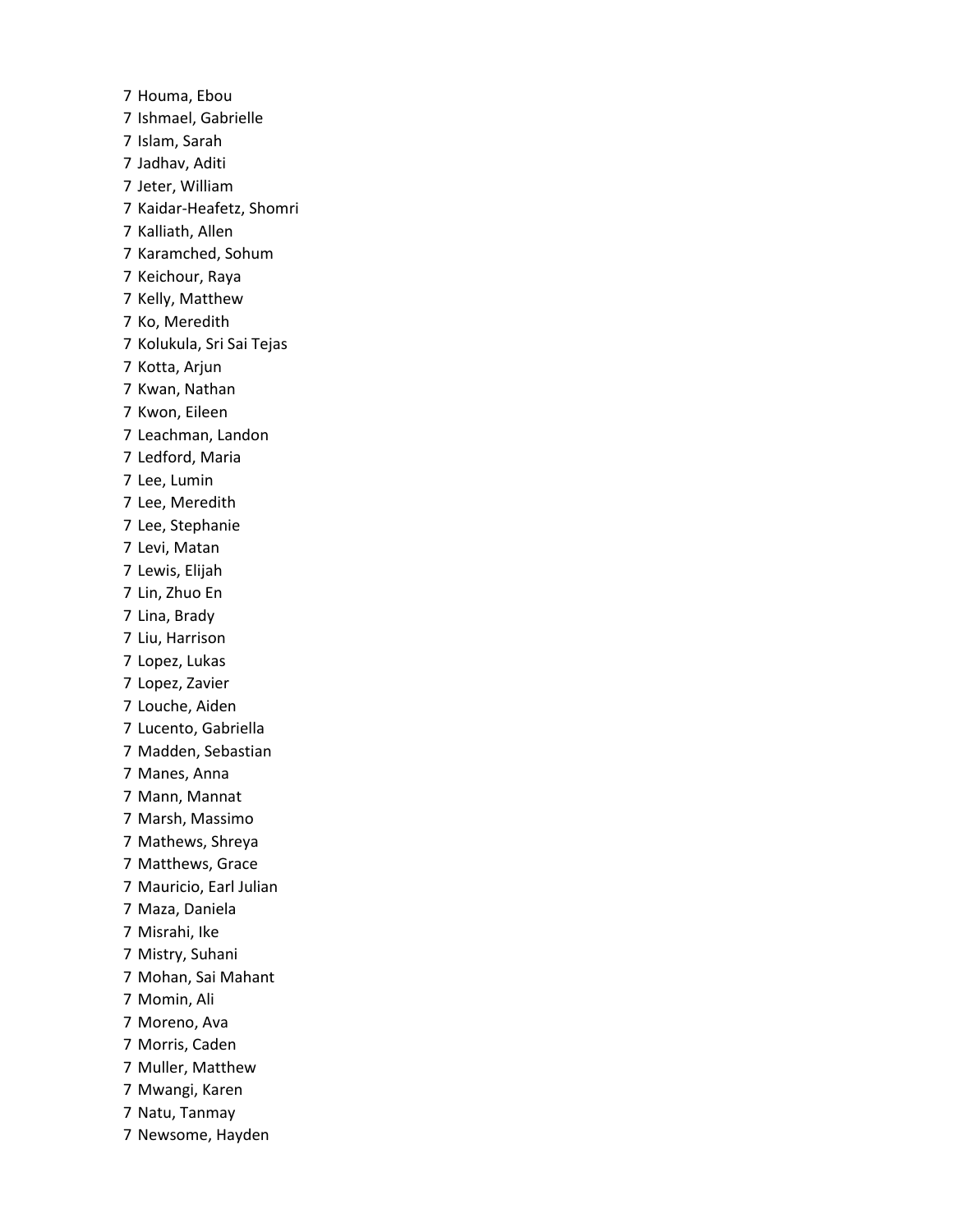7 Houma, Ebou
7 Ishmael, Gabrielle
7 Islam, Sarah
7 Jadhav, Aditi
7 Jeter, William
7 Kaidar-Heafetz, Shomri
7 Kalliath, Allen
7 Karamched, Sohum
7 Keichour, Raya
7 Kelly, Matthew
7 Ko, Meredith
7 Kolukula, Sri Sai Tejas
7 Kotta, Arjun
7 Kwan, Nathan
7 Kwon, Eileen
7 Leachman, Landon
7 Ledford, Maria
7 Lee, Lumin
7 Lee, Meredith
7 Lee, Stephanie
7 Levi, Matan
7 Lewis, Elijah
7 Lin, Zhuo En
7 Lina, Brady
7 Liu, Harrison
7 Lopez, Lukas
7 Lopez, Zavier
7 Louche, Aiden
7 Lucento, Gabriella
7 Madden, Sebastian
7 Manes, Anna
7 Mann, Mannat
7 Marsh, Massimo
7 Mathews, Shreya
7 Matthews, Grace
7 Mauricio, Earl Julian
7 Maza, Daniela
7 Misrahi, Ike
7 Mistry, Suhani
7 Mohan, Sai Mahant
7 Momin, Ali
7 Moreno, Ava
7 Morris, Caden
7 Muller, Matthew
7 Mwangi, Karen
7 Natu, Tanmay
7 Newsome, Hayden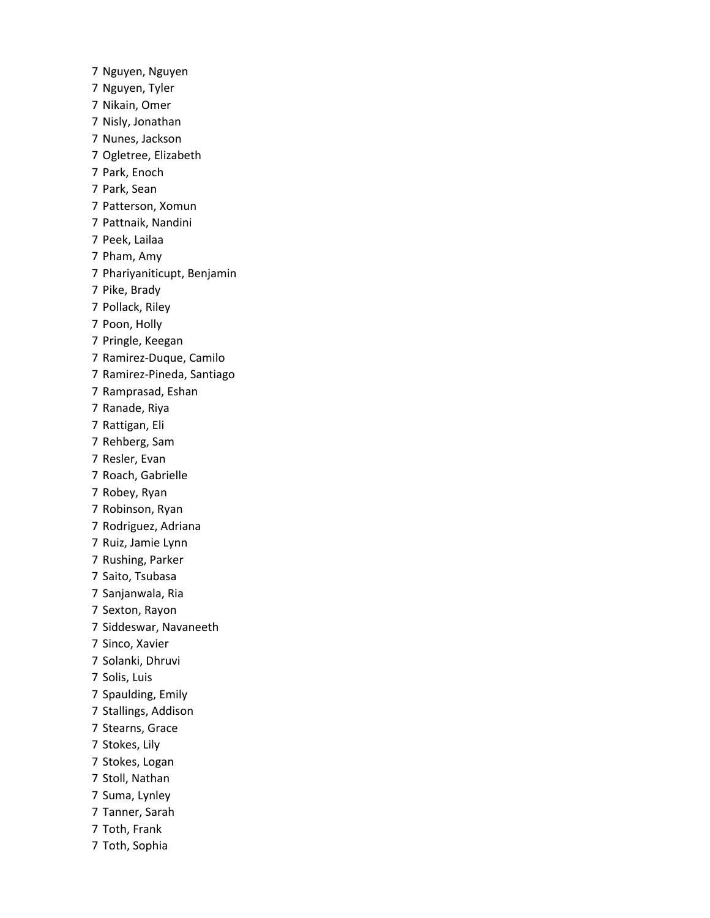7 Nguyen, Nguyen
7 Nguyen, Tyler
7 Nikain, Omer
7 Nisly, Jonathan
7 Nunes, Jackson
7 Ogletree, Elizabeth
7 Park, Enoch
7 Park, Sean
7 Patterson, Xomun
7 Pattnaik, Nandini
7 Peek, Lailaa
7 Pham, Amy
7 Phariyaniticupt, Benjamin
7 Pike, Brady
7 Pollack, Riley
7 Poon, Holly
7 Pringle, Keegan
7 Ramirez-Duque, Camilo
7 Ramirez-Pineda, Santiago
7 Ramprasad, Eshan
7 Ranade, Riya
7 Rattigan, Eli
7 Rehberg, Sam
7 Resler, Evan
7 Roach, Gabrielle
7 Robey, Ryan
7 Robinson, Ryan
7 Rodriguez, Adriana
7 Ruiz, Jamie Lynn
7 Rushing, Parker
7 Saito, Tsubasa
7 Sanjanwala, Ria
7 Sexton, Rayon
7 Siddeswar, Navaneeth
7 Sinco, Xavier
7 Solanki, Dhruvi
7 Solis, Luis
7 Spaulding, Emily
7 Stallings, Addison
7 Stearns, Grace
7 Stokes, Lily
7 Stokes, Logan
7 Stoll, Nathan
7 Suma, Lynley
7 Tanner, Sarah
7 Toth, Frank
7 Toth, Sophia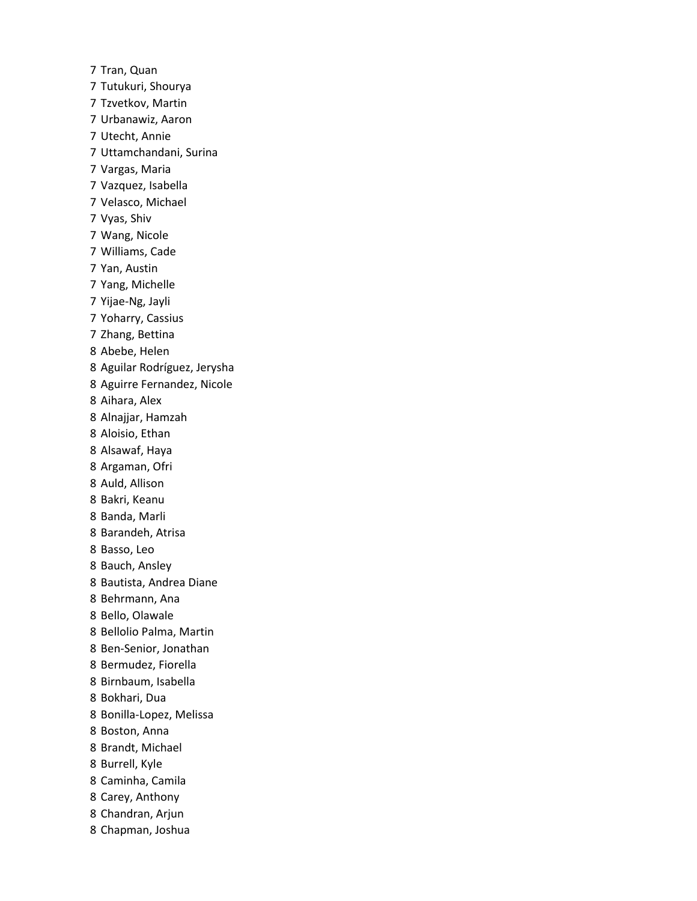7 Tran, Quan
7 Tutukuri, Shourya
7 Tzvetkov, Martin
7 Urbanawiz, Aaron
7 Utecht, Annie
7 Uttamchandani, Surina
7 Vargas, Maria
7 Vazquez, Isabella
7 Velasco, Michael
7 Vyas, Shiv
7 Wang, Nicole
7 Williams, Cade
7 Yan, Austin
7 Yang, Michelle
7 Yijae-Ng, Jayli
7 Yoharry, Cassius
7 Zhang, Bettina
8 Abebe, Helen
8 Aguilar Rodríguez, Jerysha
8 Aguirre Fernandez, Nicole
8 Aihara, Alex
8 Alnajjar, Hamzah
8 Aloisio, Ethan
8 Alsawaf, Haya
8 Argaman, Ofri
8 Auld, Allison
8 Bakri, Keanu
8 Banda, Marli
8 Barandeh, Atrisa
8 Basso, Leo
8 Bauch, Ansley
8 Bautista, Andrea Diane
8 Behrmann, Ana
8 Bello, Olawale
8 Bellolio Palma, Martin
8 Ben-Senior, Jonathan
8 Bermudez, Fiorella
8 Birnbaum, Isabella
8 Bokhari, Dua
8 Bonilla-Lopez, Melissa
8 Boston, Anna
8 Brandt, Michael
8 Burrell, Kyle
8 Caminha, Camila
8 Carey, Anthony
8 Chandran, Arjun
8 Chapman, Joshua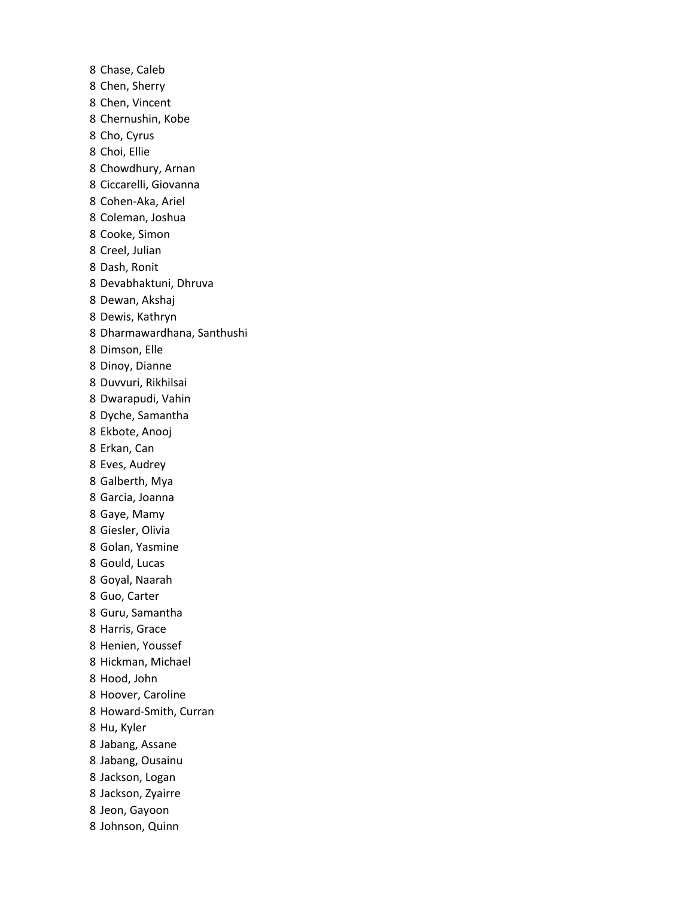8 Chase, Caleb
8 Chen, Sherry
8 Chen, Vincent
8 Chernushin, Kobe
8 Cho, Cyrus
8 Choi, Ellie
8 Chowdhury, Arnan
8 Ciccarelli, Giovanna
8 Cohen-Aka, Ariel
8 Coleman, Joshua
8 Cooke, Simon
8 Creel, Julian
8 Dash, Ronit
8 Devabhaktuni, Dhruva
8 Dewan, Akshaj
8 Dewis, Kathryn
8 Dharmawardhana, Santhushi
8 Dimson, Elle
8 Dinoy, Dianne
8 Duvvuri, Rikhilsai
8 Dwarapudi, Vahin
8 Dyche, Samantha
8 Ekbote, Anooj
8 Erkan, Can
8 Eves, Audrey
8 Galberth, Mya
8 Garcia, Joanna
8 Gaye, Mamy
8 Giesler, Olivia
8 Golan, Yasmine
8 Gould, Lucas
8 Goyal, Naarah
8 Guo, Carter
8 Guru, Samantha
8 Harris, Grace
8 Henien, Youssef
8 Hickman, Michael
8 Hood, John
8 Hoover, Caroline
8 Howard-Smith, Curran
8 Hu, Kyler
8 Jabang, Assane
8 Jabang, Ousainu
8 Jackson, Logan
8 Jackson, Zyairre
8 Jeon, Gayoon
8 Johnson, Quinn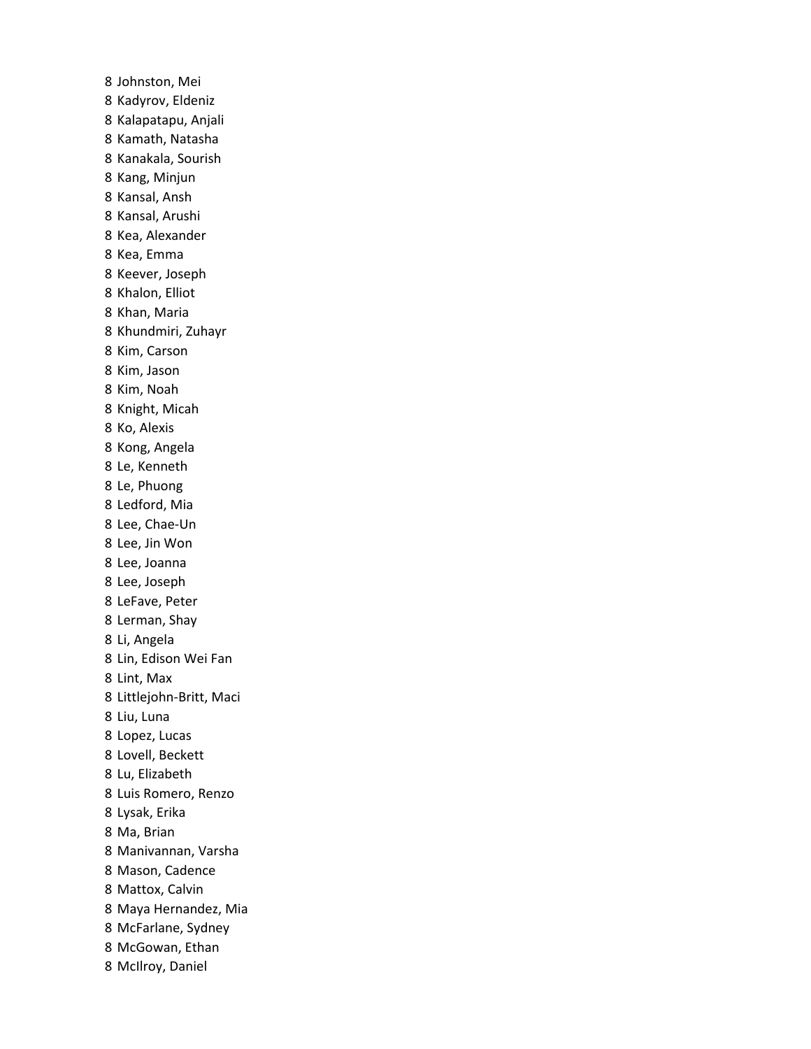8 Johnston, Mei
8 Kadyrov, Eldeniz
8 Kalapatapu, Anjali
8 Kamath, Natasha
8 Kanakala, Sourish
8 Kang, Minjun
8 Kansal, Ansh
8 Kansal, Arushi
8 Kea, Alexander
8 Kea, Emma
8 Keever, Joseph
8 Khalon, Elliot
8 Khan, Maria
8 Khundmiri, Zuhayr
8 Kim, Carson
8 Kim, Jason
8 Kim, Noah
8 Knight, Micah
8 Ko, Alexis
8 Kong, Angela
8 Le, Kenneth
8 Le, Phuong
8 Ledford, Mia
8 Lee, Chae-Un
8 Lee, Jin Won
8 Lee, Joanna
8 Lee, Joseph
8 LeFave, Peter
8 Lerman, Shay
8 Li, Angela
8 Lin, Edison Wei Fan
8 Lint, Max
8 Littlejohn-Britt, Maci
8 Liu, Luna
8 Lopez, Lucas
8 Lovell, Beckett
8 Lu, Elizabeth
8 Luis Romero, Renzo
8 Lysak, Erika
8 Ma, Brian
8 Manivannan, Varsha
8 Mason, Cadence
8 Mattox, Calvin
8 Maya Hernandez, Mia
8 McFarlane, Sydney
8 McGowan, Ethan
8 McIlroy, Daniel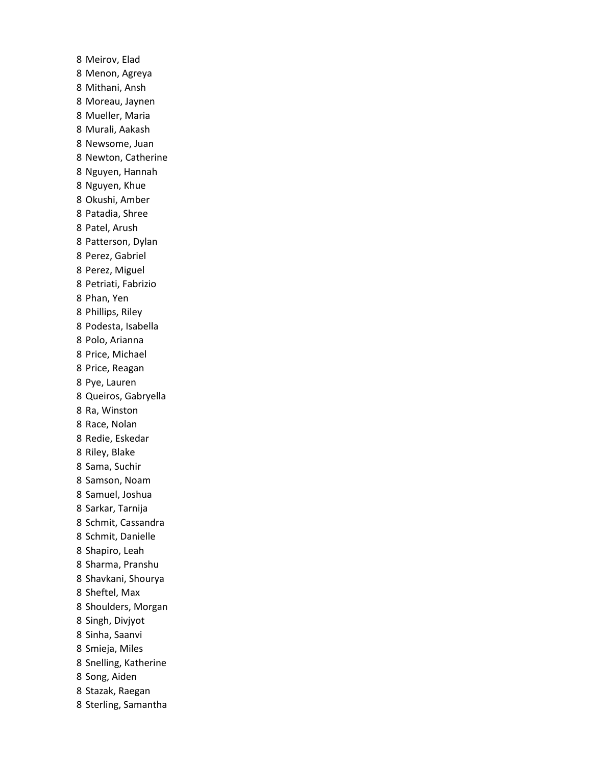8 Meirov, Elad
8 Menon, Agreya
8 Mithani, Ansh
8 Moreau, Jaynen
8 Mueller, Maria
8 Murali, Aakash
8 Newsome, Juan
8 Newton, Catherine
8 Nguyen, Hannah
8 Nguyen, Khue
8 Okushi, Amber
8 Patadia, Shree
8 Patel, Arush
8 Patterson, Dylan
8 Perez, Gabriel
8 Perez, Miguel
8 Petriati, Fabrizio
8 Phan, Yen
8 Phillips, Riley
8 Podesta, Isabella
8 Polo, Arianna
8 Price, Michael
8 Price, Reagan
8 Pye, Lauren
8 Queiros, Gabryella
8 Ra, Winston
8 Race, Nolan
8 Redie, Eskedar
8 Riley, Blake
8 Sama, Suchir
8 Samson, Noam
8 Samuel, Joshua
8 Sarkar, Tarnija
8 Schmit, Cassandra
8 Schmit, Danielle
8 Shapiro, Leah
8 Sharma, Pranshu
8 Shavkani, Shourya
8 Sheftel, Max
8 Shoulders, Morgan
8 Singh, Divjyot
8 Sinha, Saanvi
8 Smieja, Miles
8 Snelling, Katherine
8 Song, Aiden
8 Stazak, Raegan
8 Sterling, Samantha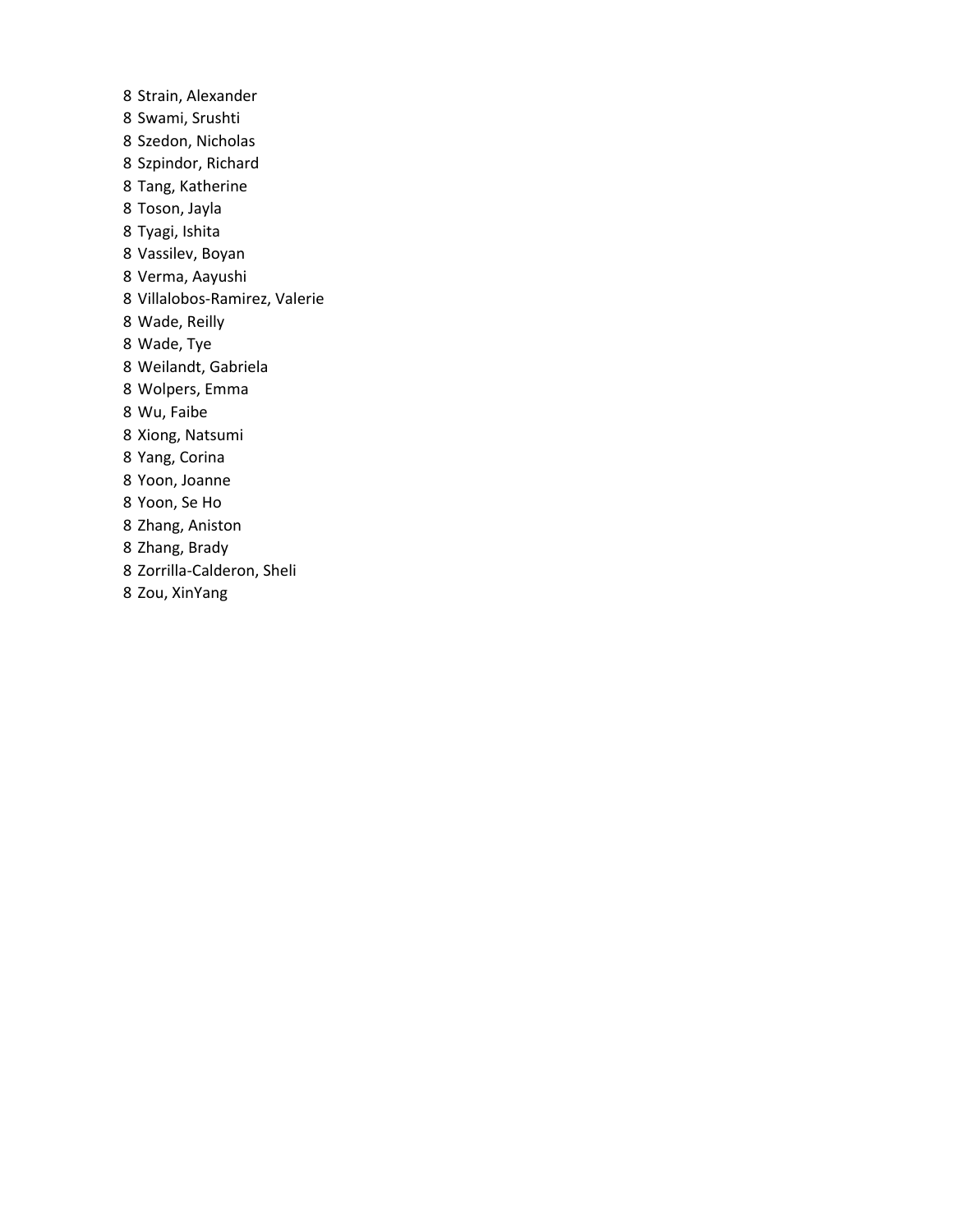8 Strain, Alexander
8 Swami, Srushti
8 Szedon, Nicholas
8 Szpindor, Richard
8 Tang, Katherine
8 Toson, Jayla
8 Tyagi, Ishita
8 Vassilev, Boyan
8 Verma, Aayushi
8 Villalobos-Ramirez, Valerie
8 Wade, Reilly
8 Wade, Tye
8 Weilandt, Gabriela
8 Wolpers, Emma
8 Wu, Faibe
8 Xiong, Natsumi
8 Yang, Corina
8 Yoon, Joanne
8 Yoon, Se Ho
8 Zhang, Aniston
8 Zhang, Brady
8 Zorrilla-Calderon, Sheli
8 Zou, XinYang